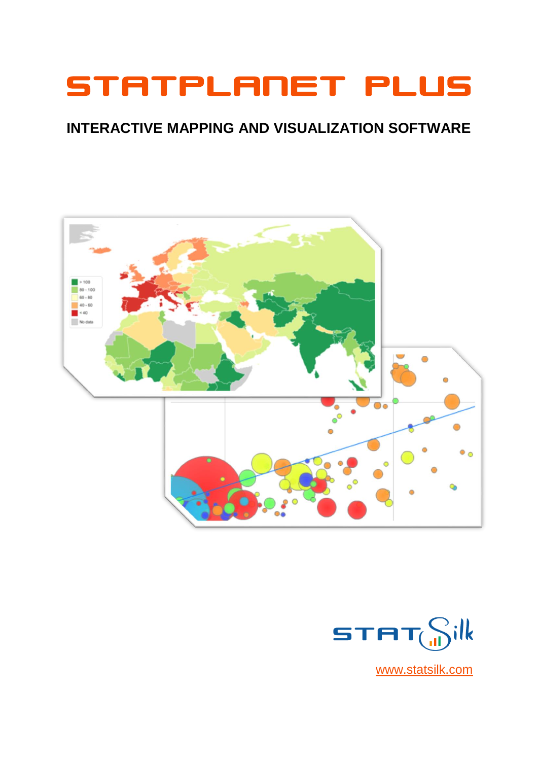# STATPLANET PLUS

## INTERACTIVE MAPPING AND VISUALIZATION SOFTWARE

STATSilk

www.statsilk.com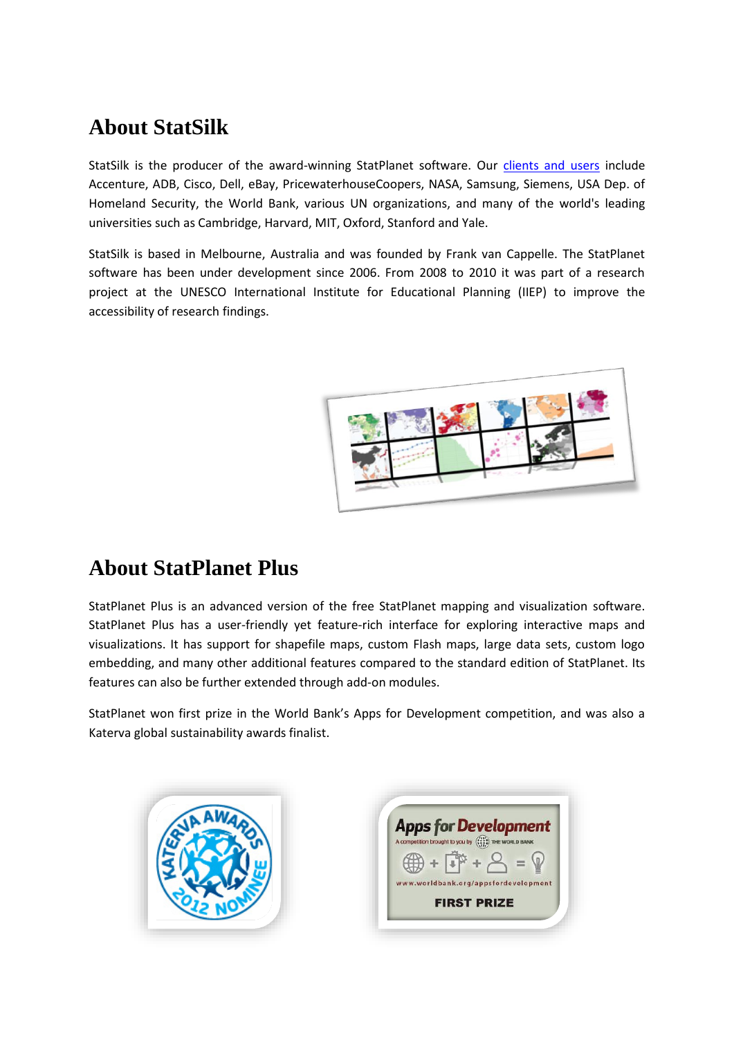# About StatSilk

StatSilk is the producer of the award-winning StatPlanet software. Our [clients and users] include Accenture, ADB, Cisco, Dell, eBay, PricewaterhouseCoopers, NASA, Samsung, Siemens, USA Dep. of Homeland Security, the World Bank, various UN organizations, and many of the world's leading universities such as Cambridge, Harvard, MIT, Oxford, Stanford and Yale.

StatSilk is based in Melbourne, Australia and was founded by Frank van Cappelle. The StatPlanet software has been under development since 2006. From 2008 to 2010 it was part of a research project at the UNESCO International Institute for Educational Planning (IIEP) to improve the accessibility of research findings.

# About StatPlanet Plus

StatPlanet Plus is an advanced version of the free StatPlanet mapping and visualization software. StatPlanet Plus has a user-friendly yet feature-rich interface for exploring interactive maps and visualizations. It has support for shapefile maps, custom Flash maps, large data sets, custom logo embedding, and many other additional features compared to the standard edition of StatPlanet. Its features can also be further extended through add-on modules.

StatPlanet won first prize in the World Bank's Apps for Development competition, and was also a Katerva global sustainability awards finalist.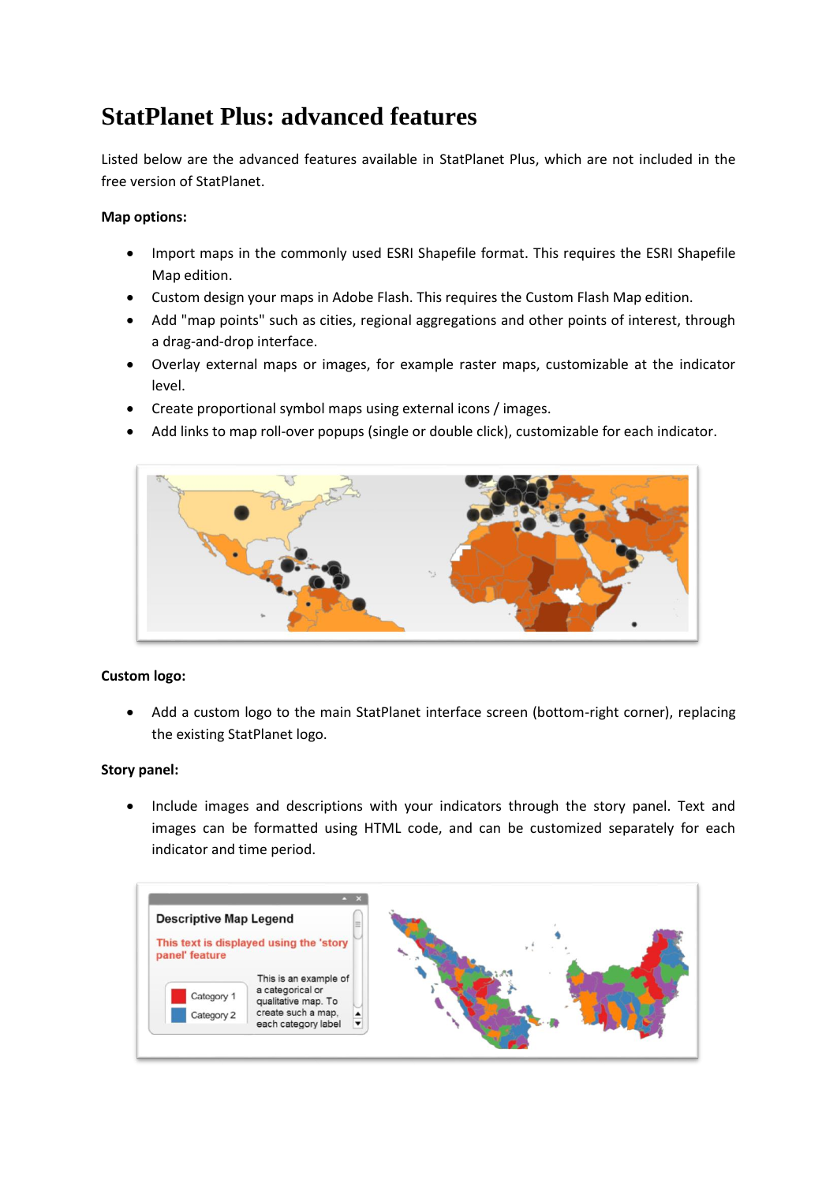# StatPlanet Plus: advanced features

Listed below are the advanced features available in StatPlanet Plus, which are not included in the free version of StatPlanet.

**Map options:**

- Import maps in the commonly used ESRI Shapefile format. This requires the ESRI Shapefile Map edition.
- Custom design your maps in Adobe Flash. This requires the Custom Flash Map edition.
- Add "map points" such as cities, regional aggregations and other points of interest, through a drag-and-drop interface.
- Overlay external maps or images, for example raster maps, customizable at the indicator level.
- Create proportional symbol maps using external icons / images.
- Add links to map roll-over popups (single or double click), customizable for each indicator.

**Custom logo:**

- Add a custom logo to the main StatPlanet interface screen (bottom-right corner), replacing the existing StatPlanet logo.

**Story panel:**

- Include images and descriptions with your indicators through the story panel. Text and images can be formatted using HTML code, and can be customized separately for each indicator and time period.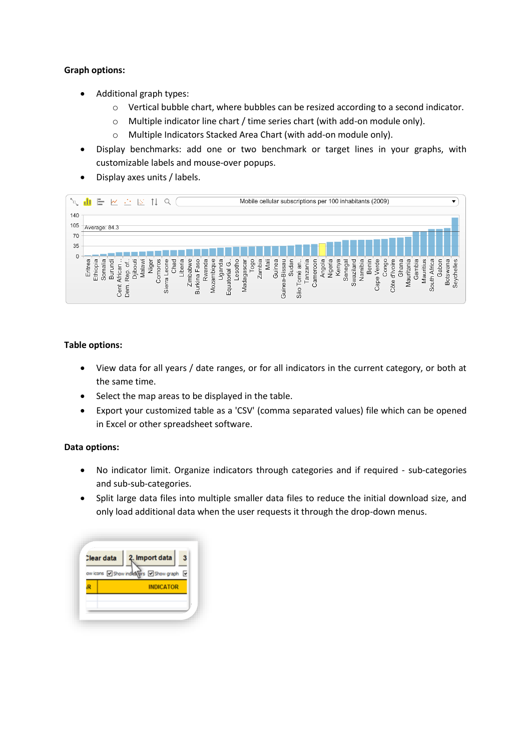**Graph options:**

- Additional graph types:
  - Vertical bubble chart, where bubbles can be resized according to a second indicator.
  - Multiple indicator line chart / time series chart (with add-on module only).
  - Multiple Indicators Stacked Area Chart (with add-on module only).
- Display benchmarks: add one or two benchmark or target lines in your graphs, with customizable labels and mouse-over popups.
- Display axes units / labels.

**Table options:**

- View data for all years / date ranges, or for all indicators in the current category, or both at the same time.
- Select the map areas to be displayed in the table.
- Export your customized table as a 'CSV' (comma separated values) file which can be opened in Excel or other spreadsheet software.

**Data options:**

- No indicator limit. Organize indicators through categories and if required - sub-categories and sub-sub-categories.
- Split large data files into multiple smaller data files to reduce the initial download size, and only load additional data when the user requests it through the drop-down menus.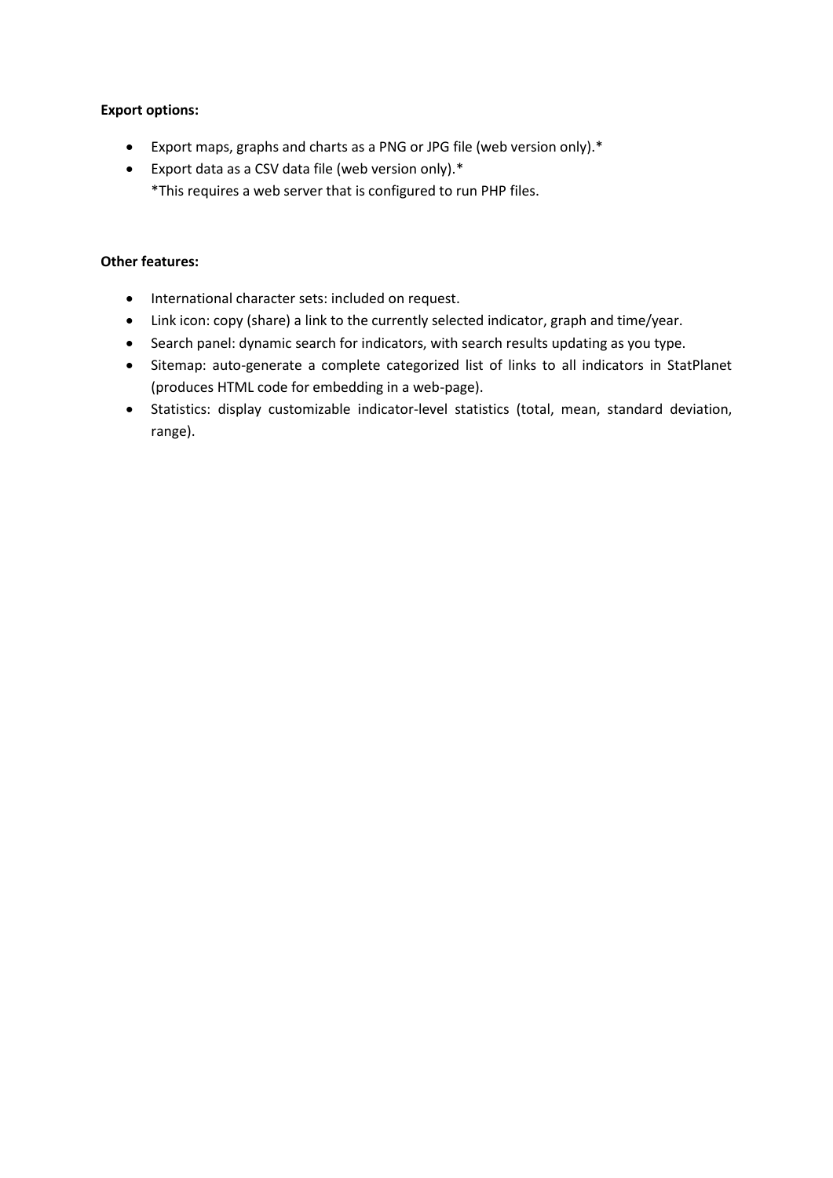**Export options:**

- Export maps, graphs and charts as a PNG or JPG file (web version only).*
- Export data as a CSV data file (web version only).*
  *This requires a web server that is configured to run PHP files.

**Other features:**

- International character sets: included on request.
- Link icon: copy (share) a link to the currently selected indicator, graph and time/year.
- Search panel: dynamic search for indicators, with search results updating as you type.
- Sitemap: auto-generate a complete categorized list of links to all indicators in StatPlanet (produces HTML code for embedding in a web-page).
- Statistics: display customizable indicator-level statistics (total, mean, standard deviation, range).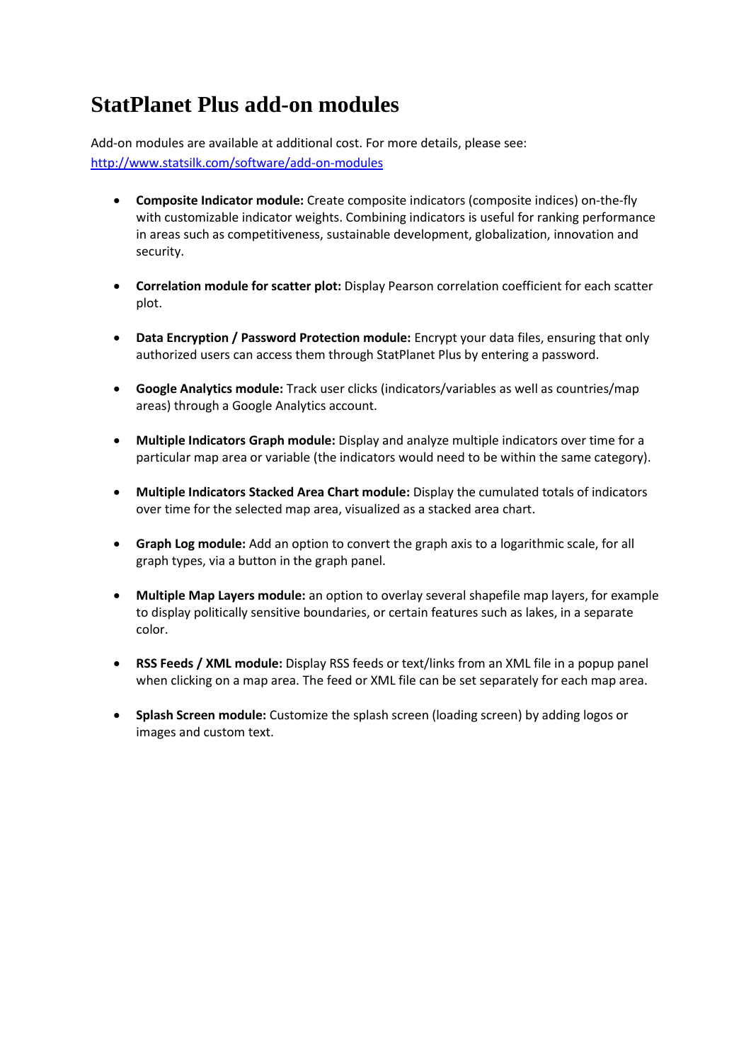# StatPlanet Plus add-on modules

Add-on modules are available at additional cost. For more details, please see: [http://www.statsilk.com/software/add-on-modules](http://www.statsilk.com/software/add-on-modules)

- **Composite Indicator module:** Create composite indicators (composite indices) on-the-fly with customizable indicator weights. Combining indicators is useful for ranking performance in areas such as competitiveness, sustainable development, globalization, innovation and security.

- **Correlation module for scatter plot:** Display Pearson correlation coefficient for each scatter plot.

- **Data Encryption / Password Protection module:** Encrypt your data files, ensuring that only authorized users can access them through StatPlanet Plus by entering a password.

- **Google Analytics module:** Track user clicks (indicators/variables as well as countries/map areas) through a Google Analytics account.

- **Multiple Indicators Graph module:** Display and analyze multiple indicators over time for a particular map area or variable (the indicators would need to be within the same category).

- **Multiple Indicators Stacked Area Chart module:** Display the cumulated totals of indicators over time for the selected map area, visualized as a stacked area chart.

- **Graph Log module:** Add an option to convert the graph axis to a logarithmic scale, for all graph types, via a button in the graph panel.

- **Multiple Map Layers module:** an option to overlay several shapefile map layers, for example to display politically sensitive boundaries, or certain features such as lakes, in a separate color.

- **RSS Feeds / XML module:** Display RSS feeds or text/links from an XML file in a popup panel when clicking on a map area. The feed or XML file can be set separately for each map area.

- **Splash Screen module:** Customize the splash screen (loading screen) by adding logos or images and custom text.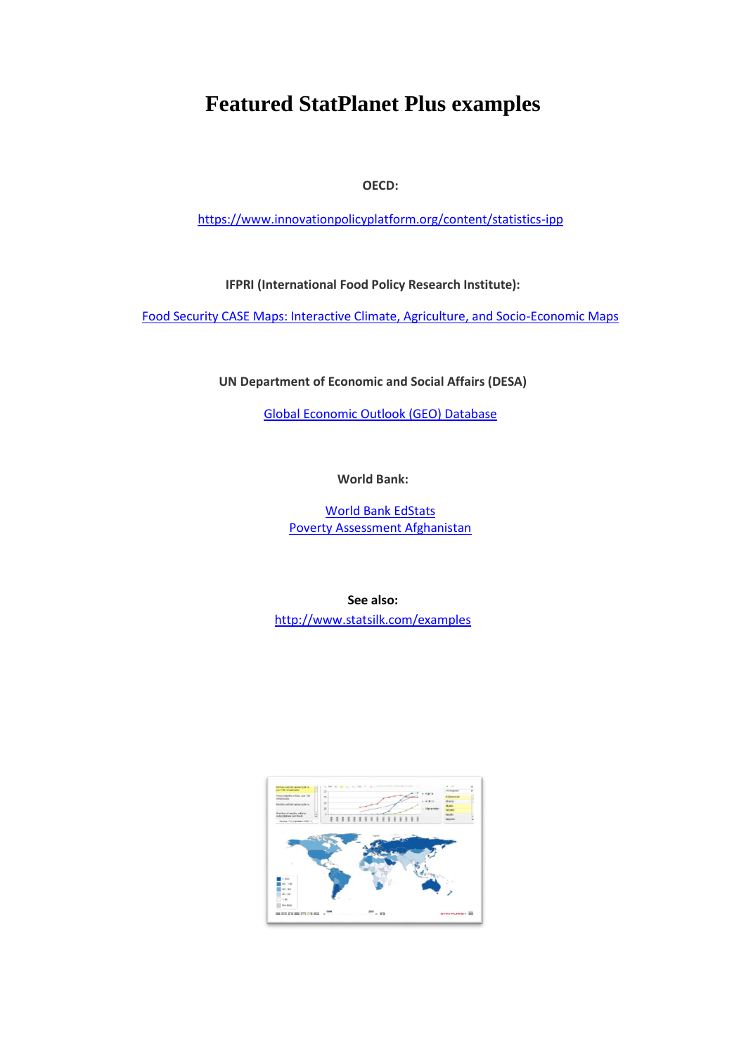# Featured StatPlanet Plus examples

**OECD:**

https://www.innovationpolicyplatform.org/content/statistics-ipp

**IFPRI (International Food Policy Research Institute):**

Food Security CASE Maps: Interactive Climate, Agriculture, and Socio-Economic Maps

**UN Department of Economic and Social Affairs (DESA)**

Global Economic Outlook (GEO) Database

**World Bank:**

World Bank EdStats
Poverty Assessment Afghanistan

**See also:**
http://www.statsilk.com/examples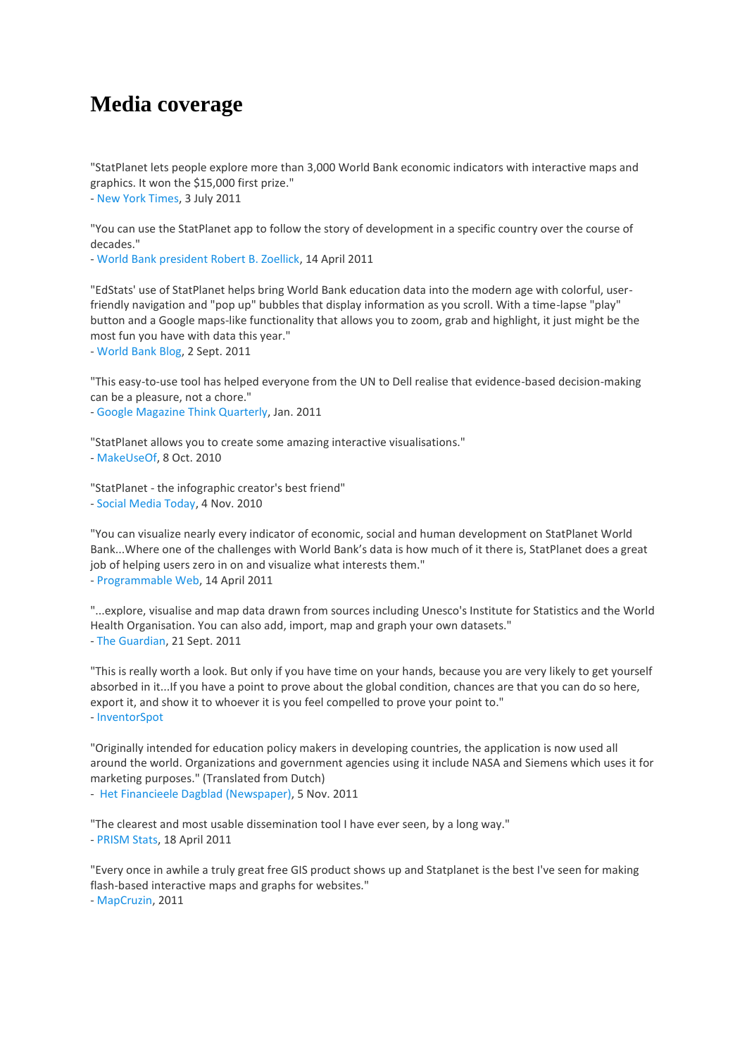# Media coverage

"StatPlanet lets people explore more than 3,000 World Bank economic indicators with interactive maps and graphics. It won the $15,000 first prize."
- New York Times, 3 July 2011

"You can use the StatPlanet app to follow the story of development in a specific country over the course of decades."
- World Bank president Robert B. Zoellick, 14 April 2011

"EdStats' use of StatPlanet helps bring World Bank education data into the modern age with colorful, user-friendly navigation and "pop up" bubbles that display information as you scroll. With a time-lapse "play" button and a Google maps-like functionality that allows you to zoom, grab and highlight, it just might be the most fun you have with data this year."
- World Bank Blog, 2 Sept. 2011

"This easy-to-use tool has helped everyone from the UN to Dell realise that evidence-based decision-making can be a pleasure, not a chore."
- Google Magazine Think Quarterly, Jan. 2011

"StatPlanet allows you to create some amazing interactive visualisations."
- MakeUseOf, 8 Oct. 2010

"StatPlanet - the infographic creator's best friend"
- Social Media Today, 4 Nov. 2010

"You can visualize nearly every indicator of economic, social and human development on StatPlanet World Bank...Where one of the challenges with World Bank's data is how much of it there is, StatPlanet does a great job of helping users zero in on and visualize what interests them."
- Programmable Web, 14 April 2011

"...explore, visualise and map data drawn from sources including Unesco's Institute for Statistics and the World Health Organisation. You can also add, import, map and graph your own datasets."
- The Guardian, 21 Sept. 2011

"This is really worth a look. But only if you have time on your hands, because you are very likely to get yourself absorbed in it...If you have a point to prove about the global condition, chances are that you can do so here, export it, and show it to whoever it is you feel compelled to prove your point to."
- InventorSpot

"Originally intended for education policy makers in developing countries, the application is now used all around the world. Organizations and government agencies using it include NASA and Siemens which uses it for marketing purposes." (Translated from Dutch)
- Het Financieele Dagblad (Newspaper), 5 Nov. 2011

"The clearest and most usable dissemination tool I have ever seen, by a long way."
- PRISM Stats, 18 April 2011

"Every once in awhile a truly great free GIS product shows up and Statplanet is the best I've seen for making flash-based interactive maps and graphs for websites."
- MapCruzin, 2011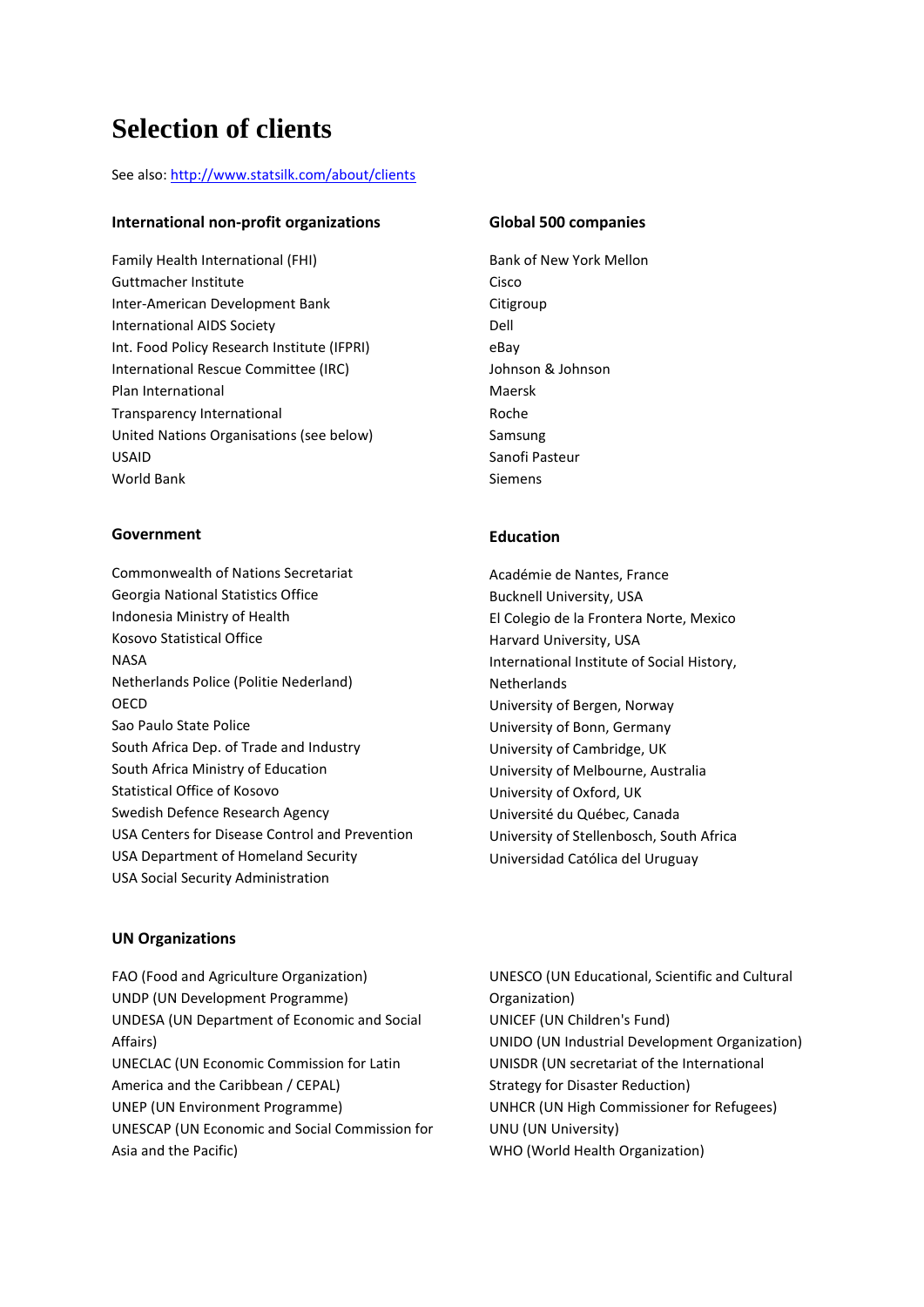# Selection of clients

See also: http://www.statsilk.com/about/clients

### International non-profit organizations

Family Health International (FHI)
Guttmacher Institute
Inter-American Development Bank
International AIDS Society
Int. Food Policy Research Institute (IFPRI)
International Rescue Committee (IRC)
Plan International
Transparency International
United Nations Organisations (see below)
USAID
World Bank

### Global 500 companies

Bank of New York Mellon
Cisco
Citigroup
Dell
eBay
Johnson & Johnson
Maersk
Roche
Samsung
Sanofi Pasteur
Siemens

### Government

Commonwealth of Nations Secretariat
Georgia National Statistics Office
Indonesia Ministry of Health
Kosovo Statistical Office
NASA
Netherlands Police (Politie Nederland)
OECD
Sao Paulo State Police
South Africa Dep. of Trade and Industry
South Africa Ministry of Education
Statistical Office of Kosovo
Swedish Defence Research Agency
USA Centers for Disease Control and Prevention
USA Department of Homeland Security
USA Social Security Administration

### Education

Académie de Nantes, France
Bucknell University, USA
El Colegio de la Frontera Norte, Mexico
Harvard University, USA
International Institute of Social History, Netherlands
University of Bergen, Norway
University of Bonn, Germany
University of Cambridge, UK
University of Melbourne, Australia
University of Oxford, UK
Université du Québec, Canada
University of Stellenbosch, South Africa
Universidad Católica del Uruguay

### UN Organizations

FAO (Food and Agriculture Organization)
UNDP (UN Development Programme)
UNDESA (UN Department of Economic and Social Affairs)
UNECLAC (UN Economic Commission for Latin America and the Caribbean / CEPAL)
UNEP (UN Environment Programme)
UNESCAP (UN Economic and Social Commission for Asia and the Pacific)
UNESCO (UN Educational, Scientific and Cultural Organization)
UNICEF (UN Children's Fund)
UNIDO (UN Industrial Development Organization)
UNISDR (UN secretariat of the International Strategy for Disaster Reduction)
UNHCR (UN High Commissioner for Refugees)
UNU (UN University)
WHO (World Health Organization)